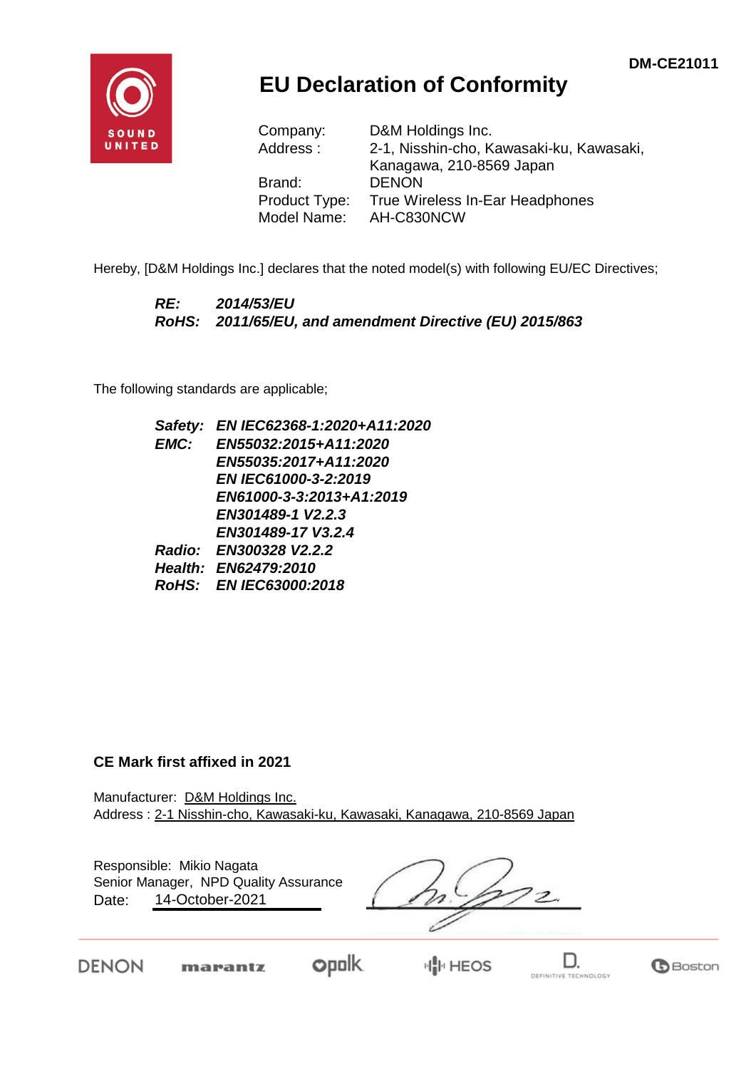DM-CE21011

# EU Declaration of Conformity

| | |
|---|---|
| Company: | D&M Holdings Inc. |
| Address : | 2-1, Nisshin-cho, Kawasaki-ku, Kawasaki, Kanagawa, 210-8569 Japan |
| Brand: | DENON |
| Product Type: | True Wireless In-Ear Headphones |
| Model Name: | AH-C830NCW |

Hereby, [D&M Holdings Inc.] declares that the noted model(s) with following EU/EC Directives;

***RE:*** ***2014/53/EU***
***RoHS:*** ***2011/65/EU, and amendment Directive (EU) 2015/863***

The following standards are applicable;

***Safety:*** ***EN IEC62368-1:2020+A11:2020***
***EMC:*** ***EN55032:2015+A11:2020***
***EN55035:2017+A11:2020***
***EN IEC61000-3-2:2019***
***EN61000-3-3:2013+A1:2019***
***EN301489-1 V2.2.3***
***EN301489-17 V3.2.4***
***Radio:*** ***EN300328 V2.2.2***
***Health:*** ***EN62479:2010***
***RoHS:*** ***EN IEC63000:2018***

**CE Mark first affixed in 2021**

Manufacturer: D&M Holdings Inc.
Address : 2-1 Nisshin-cho, Kawasaki-ku, Kawasaki, Kanagawa, 210-8569 Japan

Responsible: Mikio Nagata
Senior Manager, NPD Quality Assurance
Date: 14-October-2021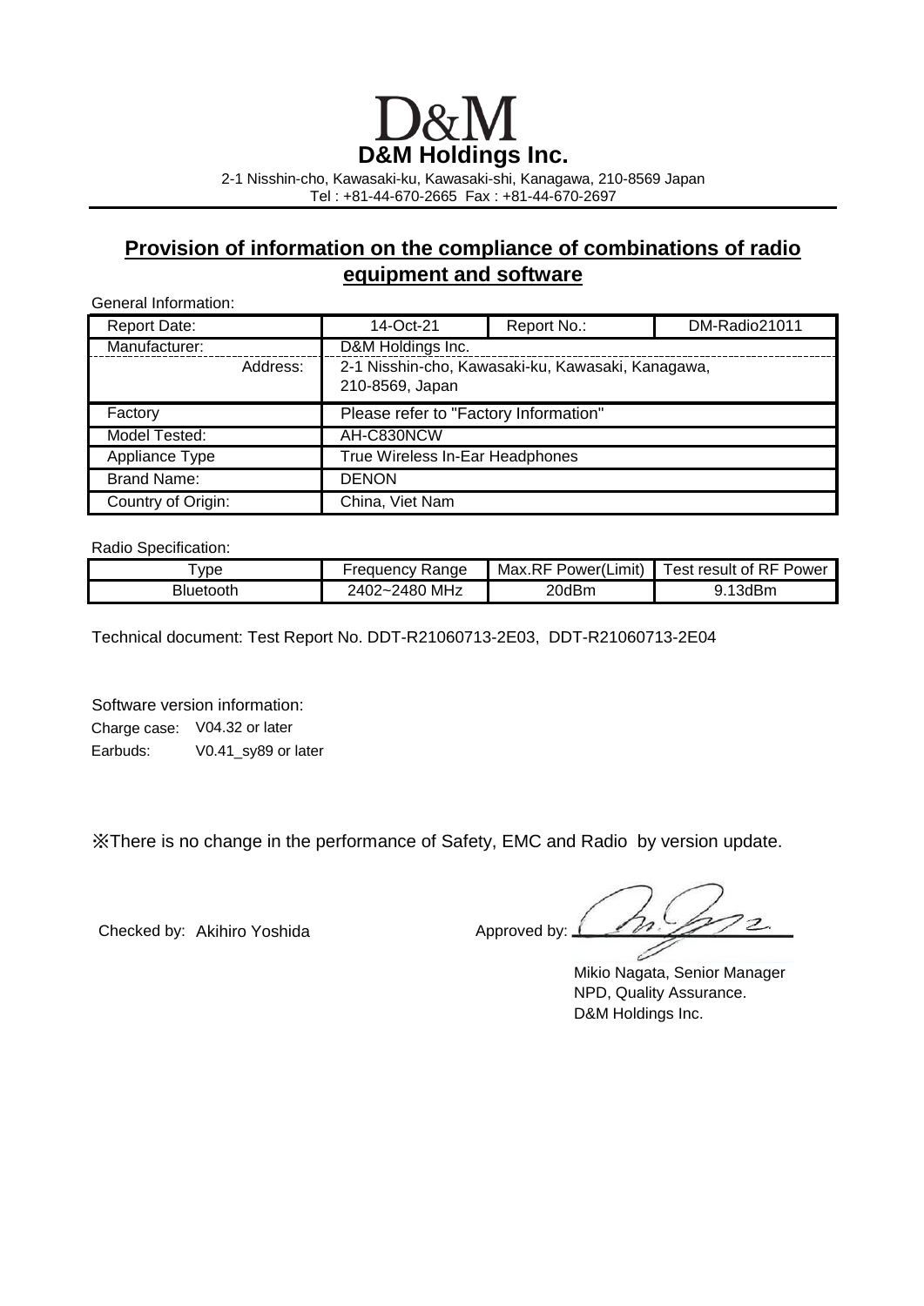# D&M

**D&M Holdings Inc.**

2-1 Nisshin-cho, Kawasaki-ku, Kawasaki-shi, Kanagawa, 210-8569 Japan
Tel : +81-44-670-2665 Fax : +81-44-670-2697

## Provision of information on the compliance of combinations of radio equipment and software

General Information:

| | | | |
|---|---|---|---|
| Report Date: | 14-Oct-21 | Report No.: | DM-Radio21011 |
| Manufacturer: | D&M Holdings Inc. | | |
| Address: | 2-1 Nisshin-cho, Kawasaki-ku, Kawasaki-shi, Kanagawa, 210-8569, Japan | | |
| Factory | Please refer to "Factory Information" | | |
| Model Tested: | AH-C830NCW | | |
| Appliance Type | True Wireless In-Ear Headphones | | |
| Brand Name: | DENON | | |
| Country of Origin: | China, Viet Nam | | |

Radio Specification:

| Type | Frequency Range | Max.RF Power(Limit) | Test result of RF Power |
|---|---|---|---|
| Bluetooth | 2402~2480 MHz | 20dBm | 9.13dBm |

Technical document: Test Report No. DDT-R21060713-2E03, DDT-R21060713-2E04

Software version information:

Charge case: V04.32 or later

Earbuds: V0.41_sy89 or later

※There is no change in the performance of Safety, EMC and Radio by version update.

Checked by: Akihiro Yoshida

Approved by:

Mikio Nagata, Senior Manager
NPD, Quality Assurance.
D&M Holdings Inc.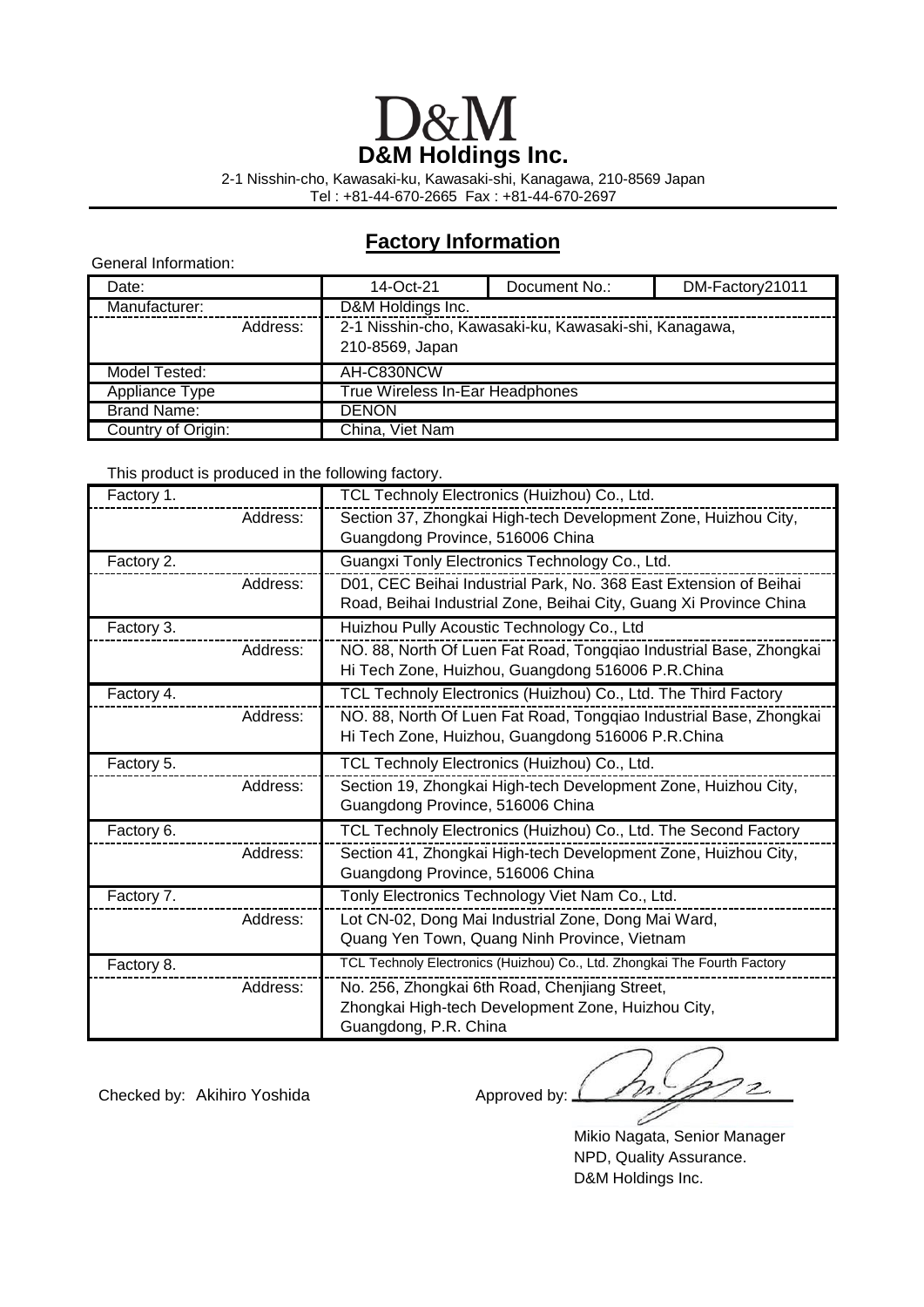# D&M

**D&M Holdings Inc.**

2-1 Nisshin-cho, Kawasaki-ku, Kawasaki-shi, Kanagawa, 210-8569 Japan
Tel : +81-44-670-2665 Fax : +81-44-670-2697

## Factory Information

General Information:

| | | | |
|---|---|---|---|
| Date: | 14-Oct-21 | Document No.: | DM-Factory21011 |
| Manufacturer: | D&M Holdings Inc. | | |
| Address: | 2-1 Nisshin-cho, Kawasaki-ku, Kawasaki-shi, Kanagawa, 210-8569, Japan | | |
| Model Tested: | AH-C830NCW | | |
| Appliance Type | True Wireless In-Ear Headphones | | |
| Brand Name: | DENON | | |
| Country of Origin: | China, Viet Nam | | |

This product is produced in the following factory.

| | |
|---|---|
| Factory 1. | TCL Technoly Electronics (Huizhou) Co., Ltd. |
| Address: | Section 37, Zhongkai High-tech Development Zone, Huizhou City, Guangdong Province, 516006 China |
| Factory 2. | Guangxi Tonly Electronics Technology Co., Ltd. |
| Address: | D01, CEC Beihai Industrial Park, No. 368 East Extension of Beihai Road, Beihai Industrial Zone, Beihai City, Guang Xi Province China |
| Factory 3. | Huizhou Pully Acoustic Technology Co., Ltd |
| Address: | NO. 88, North Of Luen Fat Road, Tongqiao Industrial Base, Zhongkai Hi Tech Zone, Huizhou, Guangdong 516006 P.R.China |
| Factory 4. | TCL Technoly Electronics (Huizhou) Co., Ltd. The Third Factory |
| Address: | NO. 88, North Of Luen Fat Road, Tongqiao Industrial Base, Zhongkai Hi Tech Zone, Huizhou, Guangdong 516006 P.R.China |
| Factory 5. | TCL Technoly Electronics (Huizhou) Co., Ltd. |
| Address: | Section 19, Zhongkai High-tech Development Zone, Huizhou City, Guangdong Province, 516006 China |
| Factory 6. | TCL Technoly Electronics (Huizhou) Co., Ltd. The Second Factory |
| Address: | Section 41, Zhongkai High-tech Development Zone, Huizhou City, Guangdong Province, 516006 China |
| Factory 7. | Tonly Electronics Technology Viet Nam Co., Ltd. |
| Address: | Lot CN-02, Dong Mai Industrial Zone, Dong Mai Ward, Quang Yen Town, Quang Ninh Province, Vietnam |
| Factory 8. | TCL Technoly Electronics (Huizhou) Co., Ltd. Zhongkai The Fourth Factory |
| Address: | No. 256, Zhongkai 6th Road, Chenjiang Street, Zhongkai High-tech Development Zone, Huizhou City, Guangdong, P.R. China |

Checked by: Akihiro Yoshida

Approved by:

Mikio Nagata, Senior Manager
NPD, Quality Assurance.
D&M Holdings Inc.